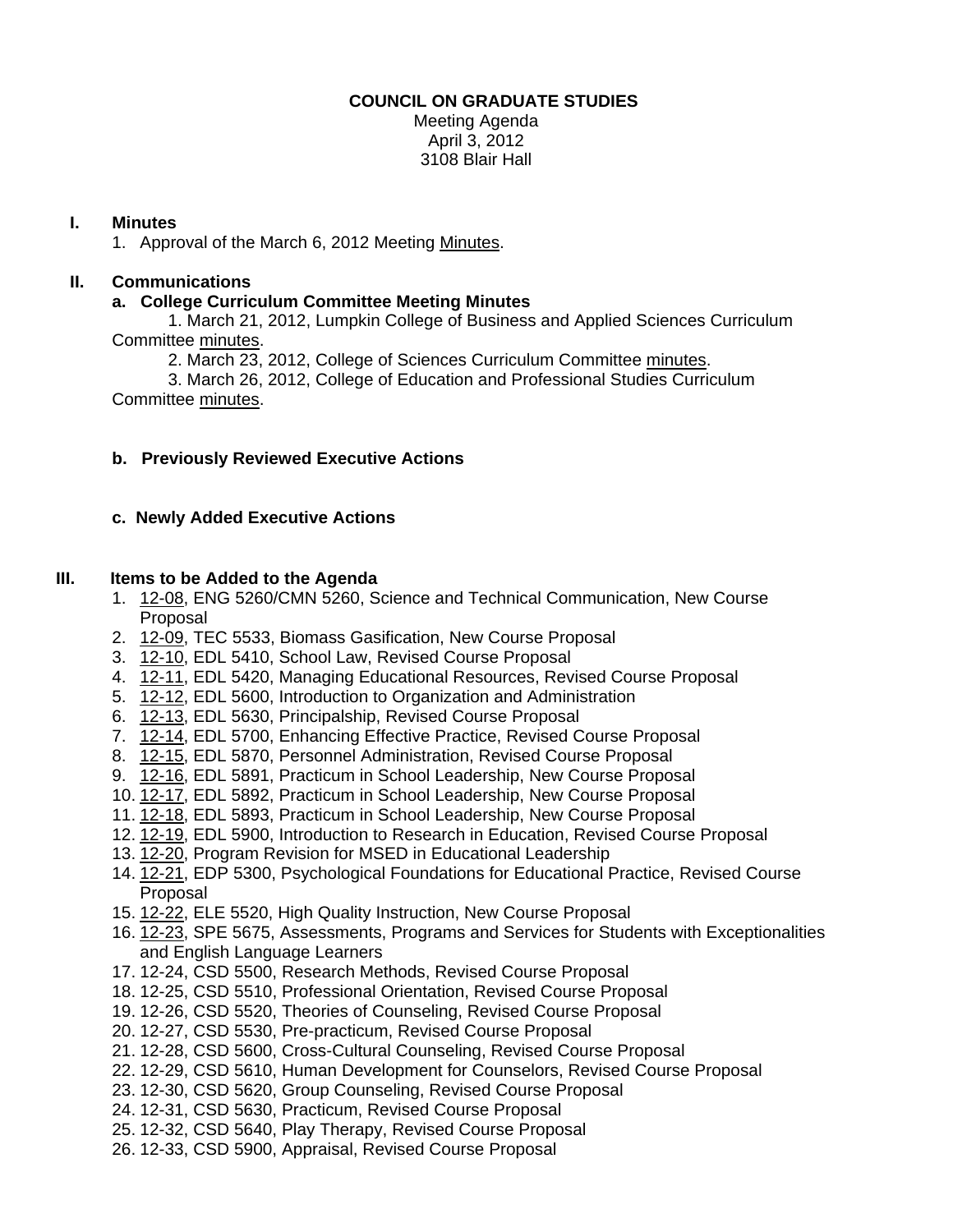**COUNCIL ON GRADUATE STUDIES**
Meeting Agenda
April 3, 2012
3108 Blair Hall

## I. Minutes

1. Approval of the March 6, 2012 Meeting Minutes.

## II. Communications

**a. College Curriculum Committee Meeting Minutes**

1. March 21, 2012, Lumpkin College of Business and Applied Sciences Curriculum Committee minutes.
2. March 23, 2012, College of Sciences Curriculum Committee minutes.
3. March 26, 2012, College of Education and Professional Studies Curriculum Committee minutes.

**b. Previously Reviewed Executive Actions**

**c. Newly Added Executive Actions**

## III. Items to be Added to the Agenda

1. 12-08, ENG 5260/CMN 5260, Science and Technical Communication, New Course Proposal
2. 12-09, TEC 5533, Biomass Gasification, New Course Proposal
3. 12-10, EDL 5410, School Law, Revised Course Proposal
4. 12-11, EDL 5420, Managing Educational Resources, Revised Course Proposal
5. 12-12, EDL 5600, Introduction to Organization and Administration
6. 12-13, EDL 5630, Principalship, Revised Course Proposal
7. 12-14, EDL 5700, Enhancing Effective Practice, Revised Course Proposal
8. 12-15, EDL 5870, Personnel Administration, Revised Course Proposal
9. 12-16, EDL 5891, Practicum in School Leadership, New Course Proposal
10. 12-17, EDL 5892, Practicum in School Leadership, New Course Proposal
11. 12-18, EDL 5893, Practicum in School Leadership, New Course Proposal
12. 12-19, EDL 5900, Introduction to Research in Education, Revised Course Proposal
13. 12-20, Program Revision for MSED in Educational Leadership
14. 12-21, EDP 5300, Psychological Foundations for Educational Practice, Revised Course Proposal
15. 12-22, ELE 5520, High Quality Instruction, New Course Proposal
16. 12-23, SPE 5675, Assessments, Programs and Services for Students with Exceptionalities and English Language Learners
17. 12-24, CSD 5500, Research Methods, Revised Course Proposal
18. 12-25, CSD 5510, Professional Orientation, Revised Course Proposal
19. 12-26, CSD 5520, Theories of Counseling, Revised Course Proposal
20. 12-27, CSD 5530, Pre-practicum, Revised Course Proposal
21. 12-28, CSD 5600, Cross-Cultural Counseling, Revised Course Proposal
22. 12-29, CSD 5610, Human Development for Counselors, Revised Course Proposal
23. 12-30, CSD 5620, Group Counseling, Revised Course Proposal
24. 12-31, CSD 5630, Practicum, Revised Course Proposal
25. 12-32, CSD 5640, Play Therapy, Revised Course Proposal
26. 12-33, CSD 5900, Appraisal, Revised Course Proposal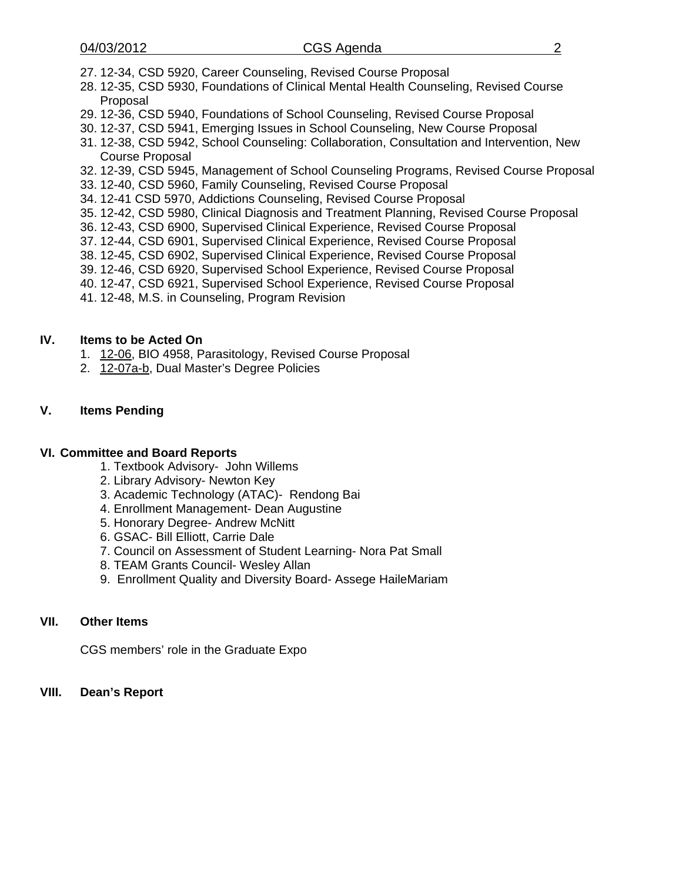27. 12-34, CSD 5920, Career Counseling, Revised Course Proposal
28. 12-35, CSD 5930, Foundations of Clinical Mental Health Counseling, Revised Course Proposal
29. 12-36, CSD 5940, Foundations of School Counseling, Revised Course Proposal
30. 12-37, CSD 5941, Emerging Issues in School Counseling, New Course Proposal
31. 12-38, CSD 5942, School Counseling: Collaboration, Consultation and Intervention, New Course Proposal
32. 12-39, CSD 5945, Management of School Counseling Programs, Revised Course Proposal
33. 12-40, CSD 5960, Family Counseling, Revised Course Proposal
34. 12-41 CSD 5970, Addictions Counseling, Revised Course Proposal
35. 12-42, CSD 5980, Clinical Diagnosis and Treatment Planning, Revised Course Proposal
36. 12-43, CSD 6900, Supervised Clinical Experience, Revised Course Proposal
37. 12-44, CSD 6901, Supervised Clinical Experience, Revised Course Proposal
38. 12-45, CSD 6902, Supervised Clinical Experience, Revised Course Proposal
39. 12-46, CSD 6920, Supervised School Experience, Revised Course Proposal
40. 12-47, CSD 6921, Supervised School Experience, Revised Course Proposal
41. 12-48, M.S. in Counseling, Program Revision

## IV. Items to be Acted On

1. 12-06, BIO 4958, Parasitology, Revised Course Proposal
2. 12-07a-b, Dual Master's Degree Policies

## V. Items Pending

## VI. Committee and Board Reports

1. Textbook Advisory- John Willems
2. Library Advisory- Newton Key
3. Academic Technology (ATAC)- Rendong Bai
4. Enrollment Management- Dean Augustine
5. Honorary Degree- Andrew McNitt
6. GSAC- Bill Elliott, Carrie Dale
7. Council on Assessment of Student Learning- Nora Pat Small
8. TEAM Grants Council- Wesley Allan
9. Enrollment Quality and Diversity Board- Assege HaileMariam

## VII. Other Items

CGS members' role in the Graduate Expo

## VIII. Dean's Report